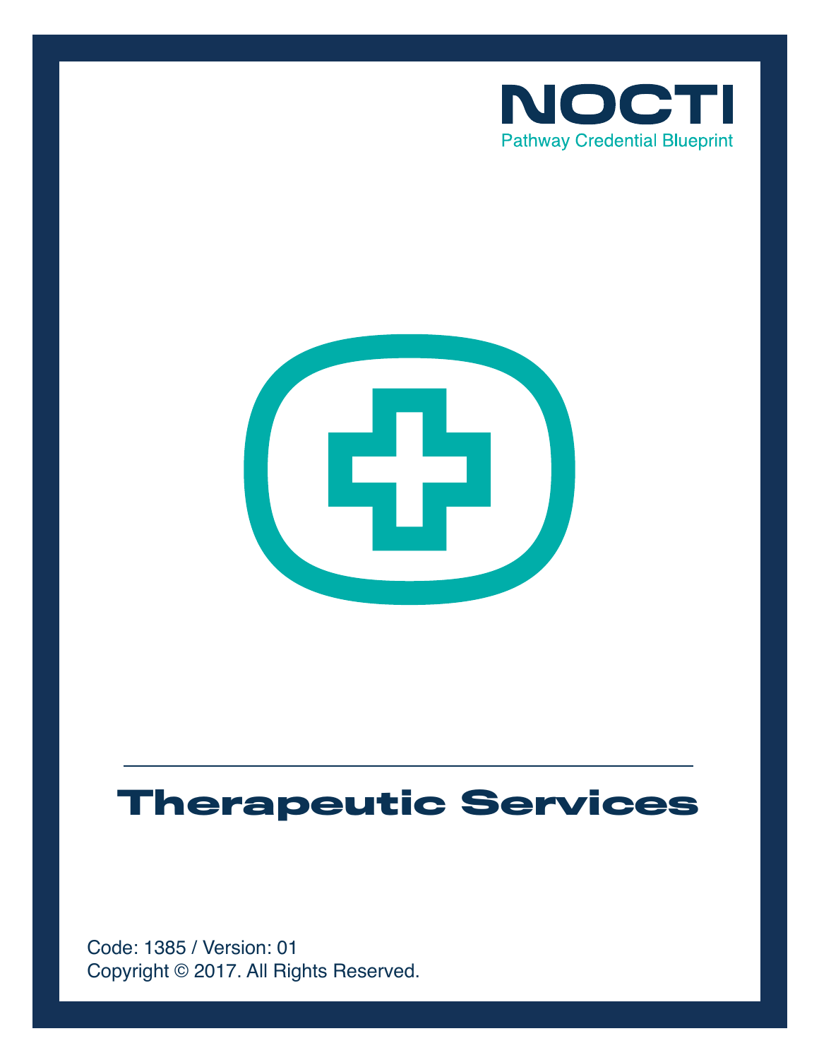NOCTI

Pathway Credential Blueprint

# Therapeutic Services

Code: 1385 / Version: 01

Copyright © 2017. All Rights Reserved.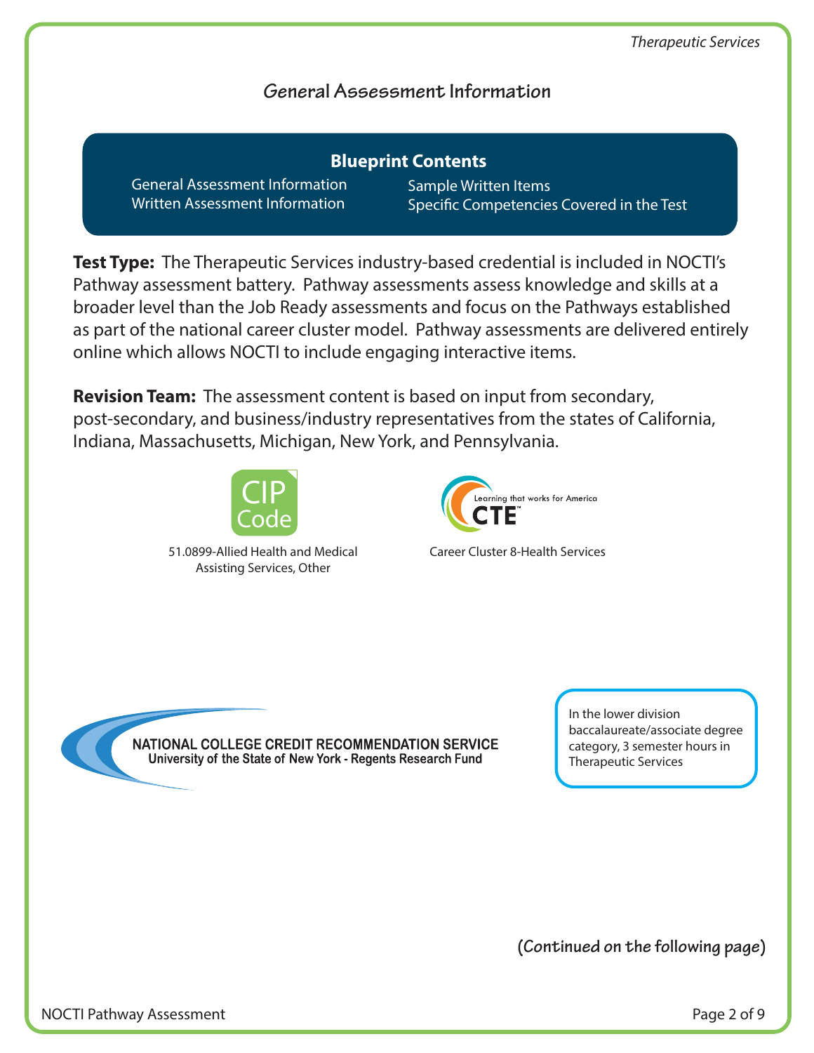## General Assessment Information

**Blueprint Contents**

- General Assessment Information
- Written Assessment Information
- Sample Written Items
- Specific Competencies Covered in the Test

**Test Type:** The Therapeutic Services industry-based credential is included in NOCTI's Pathway assessment battery. Pathway assessments assess knowledge and skills at a broader level than the Job Ready assessments and focus on the Pathways established as part of the national career cluster model. Pathway assessments are delivered entirely online which allows NOCTI to include engaging interactive items.

**Revision Team:** The assessment content is based on input from secondary, post-secondary, and business/industry representatives from the states of California, Indiana, Massachusetts, Michigan, New York, and Pennsylvania.

CIP Code

51.0899-Allied Health and Medical Assisting Services, Other

Learning that works for America CTE

Career Cluster 8-Health Services

NATIONAL COLLEGE CREDIT RECOMMENDATION SERVICE
University of the State of New York - Regents Research Fund

In the lower division baccalaureate/associate degree category, 3 semester hours in Therapeutic Services

**(Continued on the following page)**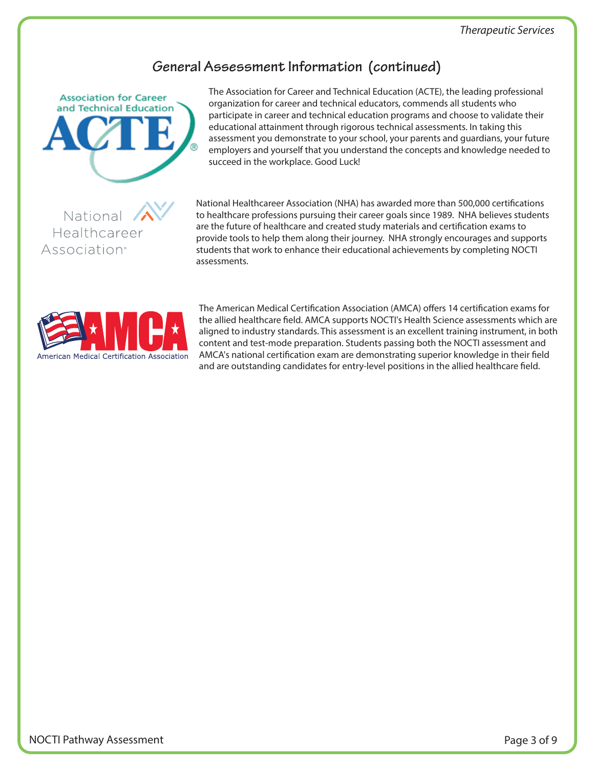## General Assessment Information (continued)

The Association for Career and Technical Education (ACTE), the leading professional organization for career and technical educators, commends all students who participate in career and technical education programs and choose to validate their educational attainment through rigorous technical assessments. In taking this assessment you demonstrate to your school, your parents and guardians, your future employers and yourself that you understand the concepts and knowledge needed to succeed in the workplace. Good Luck!

National Healthcareer Association (NHA) has awarded more than 500,000 certifications to healthcare professions pursuing their career goals since 1989. NHA believes students are the future of healthcare and created study materials and certification exams to provide tools to help them along their journey. NHA strongly encourages and supports students that work to enhance their educational achievements by completing NOCTI assessments.

The American Medical Certification Association (AMCA) offers 14 certification exams for the allied healthcare field. AMCA supports NOCTI's Health Science assessments which are aligned to industry standards. This assessment is an excellent training instrument, in both content and test-mode preparation. Students passing both the NOCTI assessment and AMCA's national certification exam are demonstrating superior knowledge in their field and are outstanding candidates for entry-level positions in the allied healthcare field.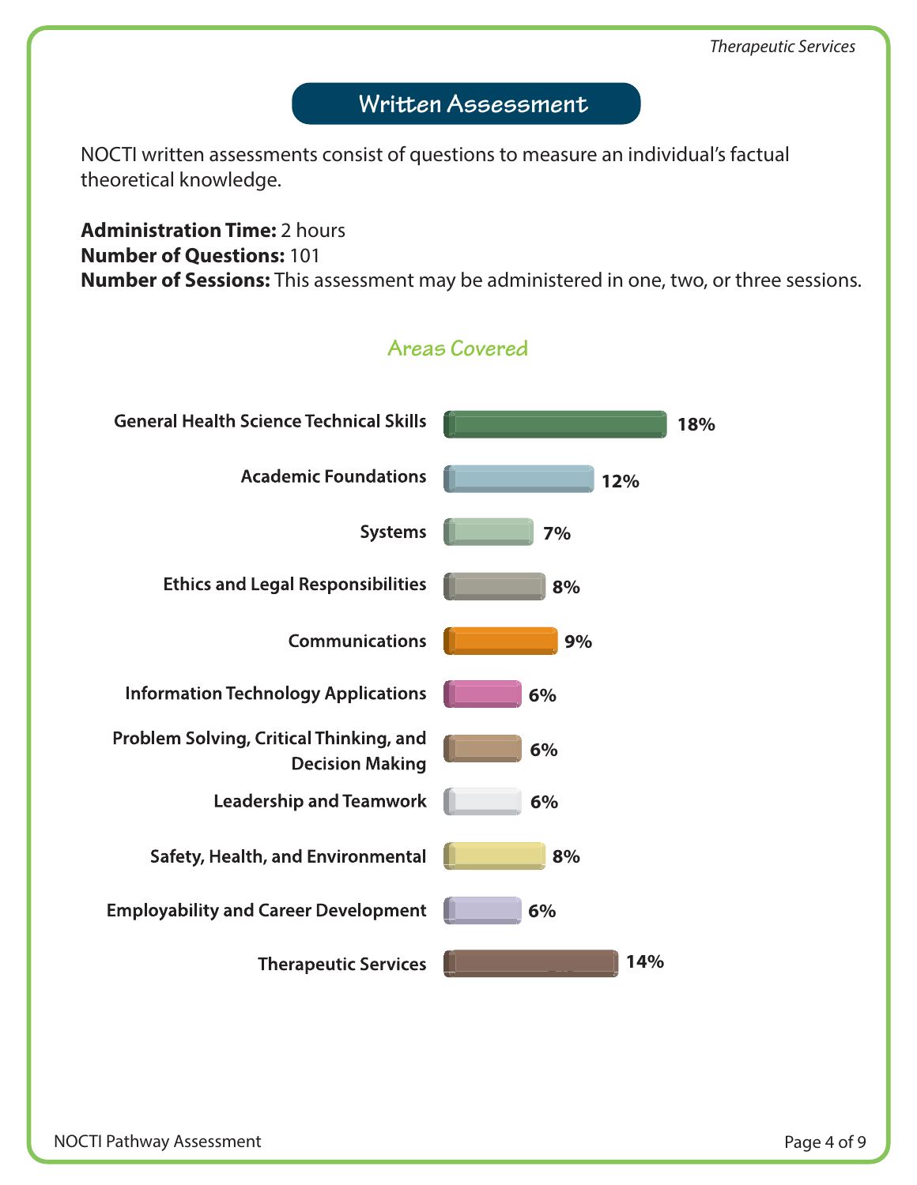## Written Assessment

NOCTI written assessments consist of questions to measure an individual's factual theoretical knowledge.

**Administration Time:** 2 hours
**Number of Questions:** 101
**Number of Sessions:** This assessment may be administered in one, two, or three sessions.

### Areas Covered

| Area | Percentage |
|---|---|
| General Health Science Technical Skills | 18% |
| Academic Foundations | 12% |
| Systems | 7% |
| Ethics and Legal Responsibilities | 8% |
| Communications | 9% |
| Information Technology Applications | 6% |
| Problem Solving, Critical Thinking, and Decision Making | 6% |
| Leadership and Teamwork | 6% |
| Safety, Health, and Environmental | 8% |
| Employability and Career Development | 6% |
| Therapeutic Services | 14% |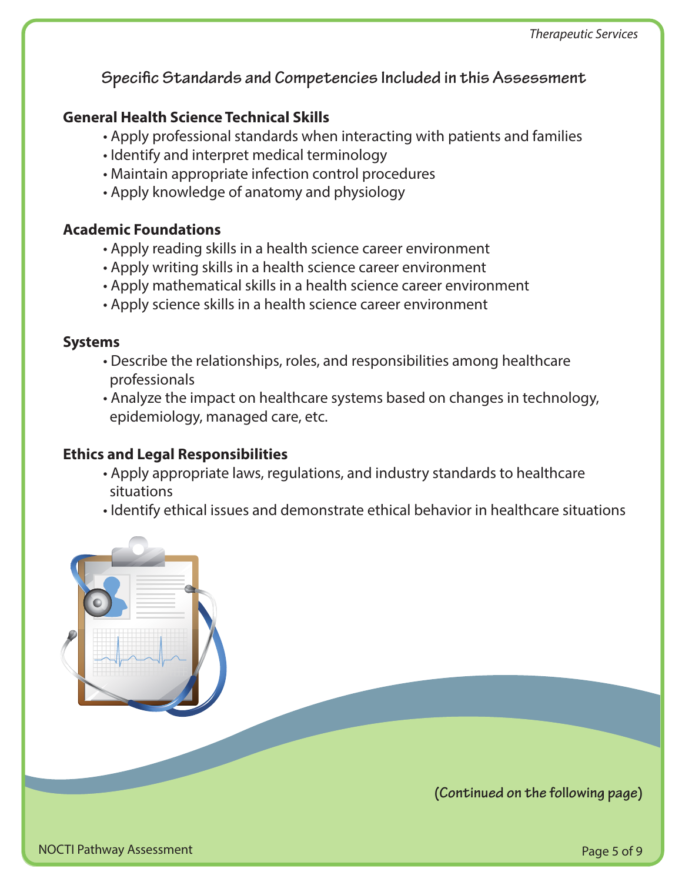## Specific Standards and Competencies Included in this Assessment

**General Health Science Technical Skills**

- Apply professional standards when interacting with patients and families
- Identify and interpret medical terminology
- Maintain appropriate infection control procedures
- Apply knowledge of anatomy and physiology

**Academic Foundations**

- Apply reading skills in a health science career environment
- Apply writing skills in a health science career environment
- Apply mathematical skills in a health science career environment
- Apply science skills in a health science career environment

**Systems**

- Describe the relationships, roles, and responsibilities among healthcare professionals
- Analyze the impact on healthcare systems based on changes in technology, epidemiology, managed care, etc.

**Ethics and Legal Responsibilities**

- Apply appropriate laws, regulations, and industry standards to healthcare situations
- Identify ethical issues and demonstrate ethical behavior in healthcare situations

**(Continued on the following page)**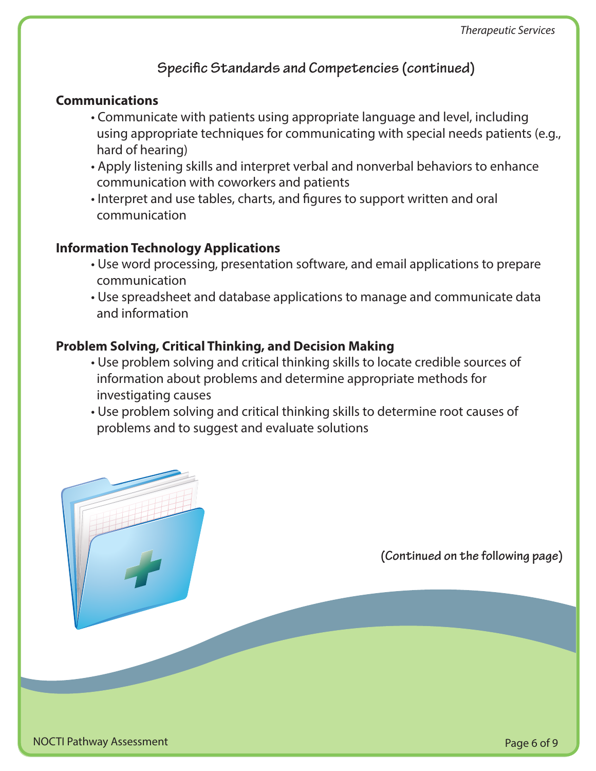## Specific Standards and Competencies (continued)

**Communications**

- Communicate with patients using appropriate language and level, including using appropriate techniques for communicating with special needs patients (e.g., hard of hearing)
- Apply listening skills and interpret verbal and nonverbal behaviors to enhance communication with coworkers and patients
- Interpret and use tables, charts, and figures to support written and oral communication

**Information Technology Applications**

- Use word processing, presentation software, and email applications to prepare communication
- Use spreadsheet and database applications to manage and communicate data and information

**Problem Solving, Critical Thinking, and Decision Making**

- Use problem solving and critical thinking skills to locate credible sources of information about problems and determine appropriate methods for investigating causes
- Use problem solving and critical thinking skills to determine root causes of problems and to suggest and evaluate solutions

**(Continued on the following page)**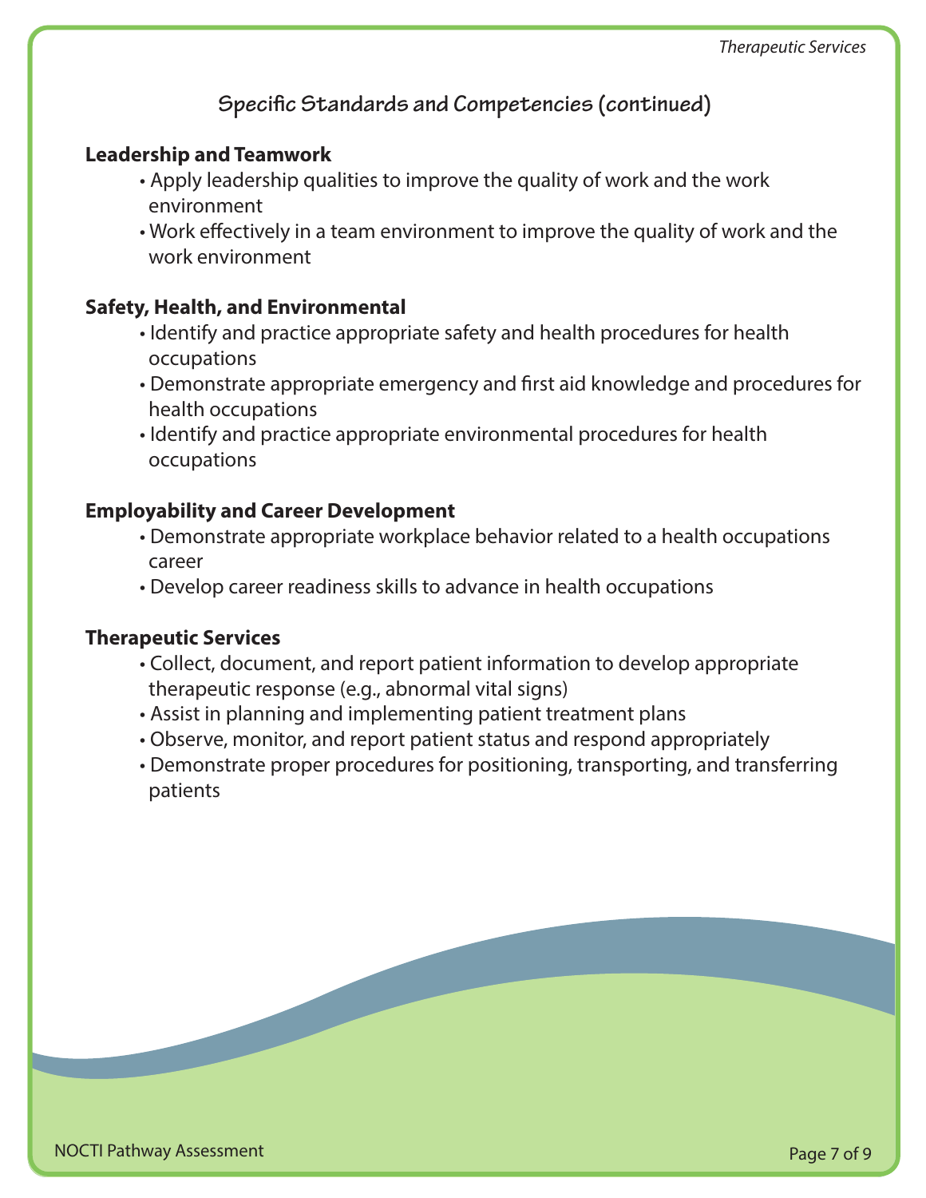## Specific Standards and Competencies (continued)

**Leadership and Teamwork**

- Apply leadership qualities to improve the quality of work and the work environment
- Work effectively in a team environment to improve the quality of work and the work environment

**Safety, Health, and Environmental**

- Identify and practice appropriate safety and health procedures for health occupations
- Demonstrate appropriate emergency and first aid knowledge and procedures for health occupations
- Identify and practice appropriate environmental procedures for health occupations

**Employability and Career Development**

- Demonstrate appropriate workplace behavior related to a health occupations career
- Develop career readiness skills to advance in health occupations

**Therapeutic Services**

- Collect, document, and report patient information to develop appropriate therapeutic response (e.g., abnormal vital signs)
- Assist in planning and implementing patient treatment plans
- Observe, monitor, and report patient status and respond appropriately
- Demonstrate proper procedures for positioning, transporting, and transferring patients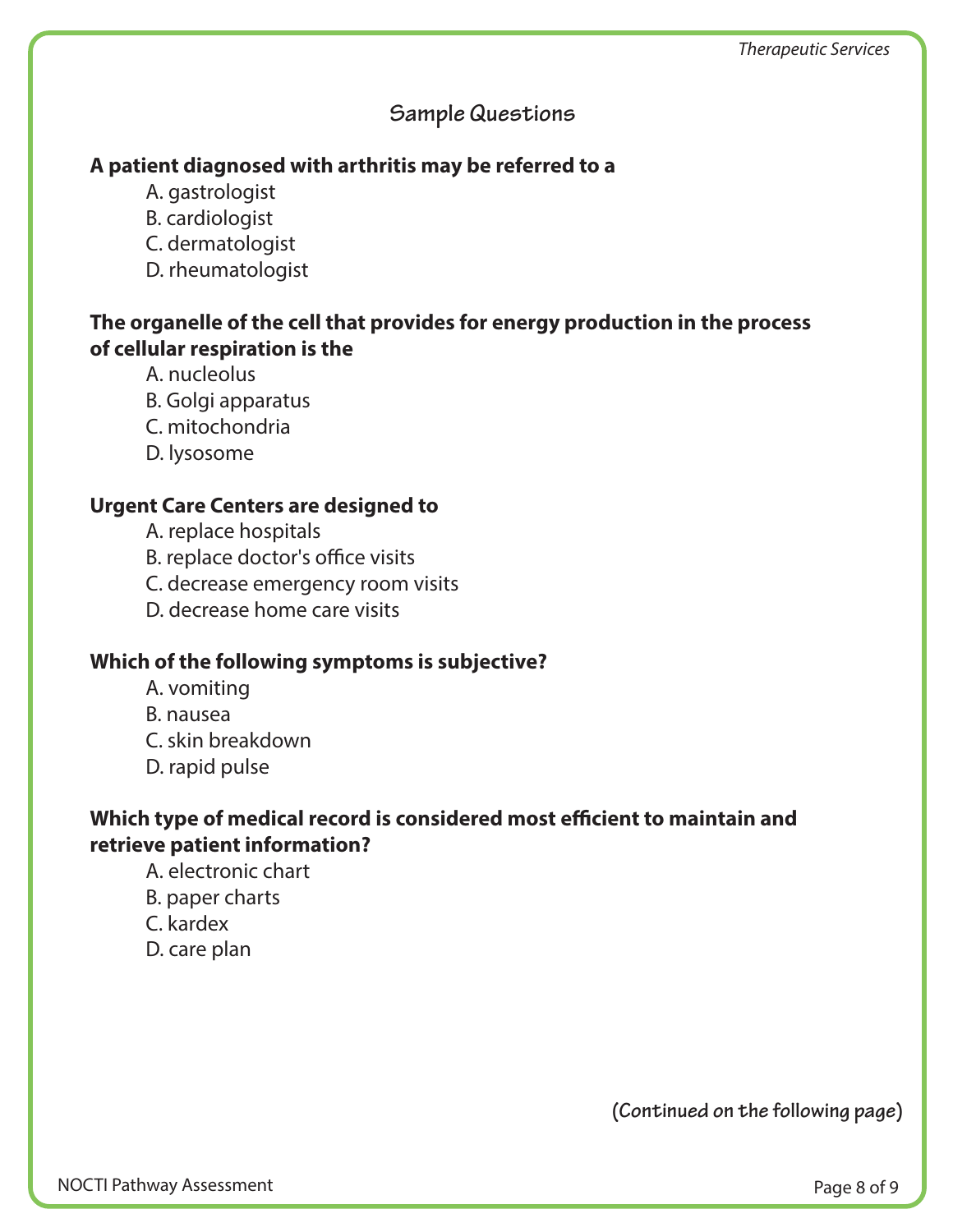## Sample Questions

**A patient diagnosed with arthritis may be referred to a**

A. gastrologist
B. cardiologist
C. dermatologist
D. rheumatologist

**The organelle of the cell that provides for energy production in the process of cellular respiration is the**

A. nucleolus
B. Golgi apparatus
C. mitochondria
D. lysosome

**Urgent Care Centers are designed to**

A. replace hospitals
B. replace doctor's office visits
C. decrease emergency room visits
D. decrease home care visits

**Which of the following symptoms is subjective?**

A. vomiting
B. nausea
C. skin breakdown
D. rapid pulse

**Which type of medical record is considered most efficient to maintain and retrieve patient information?**

A. electronic chart
B. paper charts
C. kardex
D. care plan

**(Continued on the following page)**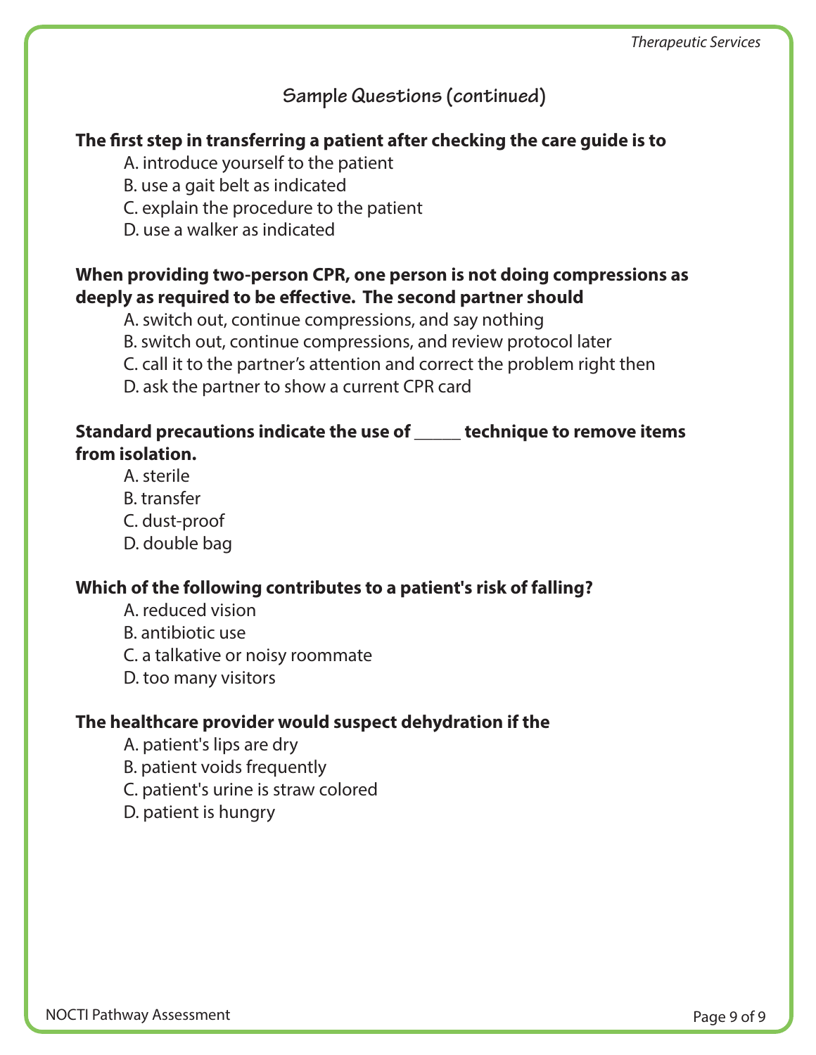## Sample Questions (continued)

**The first step in transferring a patient after checking the care guide is to**

A. introduce yourself to the patient
B. use a gait belt as indicated
C. explain the procedure to the patient
D. use a walker as indicated

**When providing two-person CPR, one person is not doing compressions as deeply as required to be effective. The second partner should**

A. switch out, continue compressions, and say nothing
B. switch out, continue compressions, and review protocol later
C. call it to the partner's attention and correct the problem right then
D. ask the partner to show a current CPR card

**Standard precautions indicate the use of _____ technique to remove items from isolation.**

A. sterile
B. transfer
C. dust-proof
D. double bag

**Which of the following contributes to a patient's risk of falling?**

A. reduced vision
B. antibiotic use
C. a talkative or noisy roommate
D. too many visitors

**The healthcare provider would suspect dehydration if the**

A. patient's lips are dry
B. patient voids frequently
C. patient's urine is straw colored
D. patient is hungry